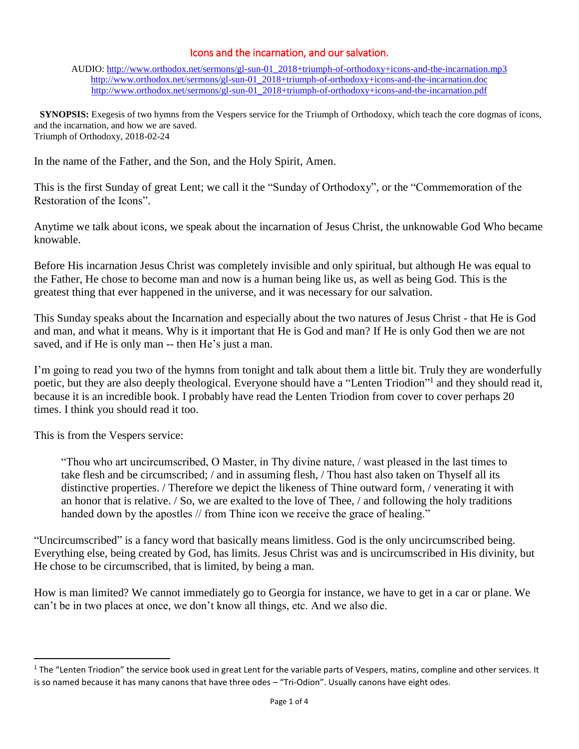# Icons and the incarnation, and our salvation.

AUDIO: http://www.orthodox.net/sermons/gl-sun-01_2018+triumph-of-orthodoxy+icons-and-the-incarnation.mp3
http://www.orthodox.net/sermons/gl-sun-01_2018+triumph-of-orthodoxy+icons-and-the-incarnation.doc
http://www.orthodox.net/sermons/gl-sun-01_2018+triumph-of-orthodoxy+icons-and-the-incarnation.pdf

**SYNOPSIS:** Exegesis of two hymns from the Vespers service for the Triumph of Orthodoxy, which teach the core dogmas of icons, and the incarnation, and how we are saved.
Triumph of Orthodoxy, 2018-02-24

In the name of the Father, and the Son, and the Holy Spirit, Amen.

This is the first Sunday of great Lent; we call it the "Sunday of Orthodoxy", or the "Commemoration of the Restoration of the Icons".

Anytime we talk about icons, we speak about the incarnation of Jesus Christ, the unknowable God Who became knowable.

Before His incarnation Jesus Christ was completely invisible and only spiritual, but although He was equal to the Father, He chose to become man and now is a human being like us, as well as being God. This is the greatest thing that ever happened in the universe, and it was necessary for our salvation.

This Sunday speaks about the Incarnation and especially about the two natures of Jesus Christ - that He is God and man, and what it means. Why is it important that He is God and man? If He is only God then we are not saved, and if He is only man -- then He's just a man.

I'm going to read you two of the hymns from tonight and talk about them a little bit. Truly they are wonderfully poetic, but they are also deeply theological. Everyone should have a "Lenten Triodion"[1] and they should read it, because it is an incredible book. I probably have read the Lenten Triodion from cover to cover perhaps 20 times. I think you should read it too.

This is from the Vespers service:

> "Thou who art uncircumscribed, O Master, in Thy divine nature, / wast pleased in the last times to take flesh and be circumscribed; / and in assuming flesh, / Thou hast also taken on Thyself all its distinctive properties. / Therefore we depict the likeness of Thine outward form, / venerating it with an honor that is relative. / So, we are exalted to the love of Thee, / and following the holy traditions handed down by the apostles // from Thine icon we receive the grace of healing."

"Uncircumscribed" is a fancy word that basically means limitless. God is the only uncircumscribed being. Everything else, being created by God, has limits. Jesus Christ was and is uncircumscribed in His divinity, but He chose to be circumscribed, that is limited, by being a man.

How is man limited? We cannot immediately go to Georgia for instance, we have to get in a car or plane. We can't be in two places at once, we don't know all things, etc. And we also die.

[1] The "Lenten Triodion" the service book used in great Lent for the variable parts of Vespers, matins, compline and other services. It is so named because it has many canons that have three odes – "Tri-Odion". Usually canons have eight odes.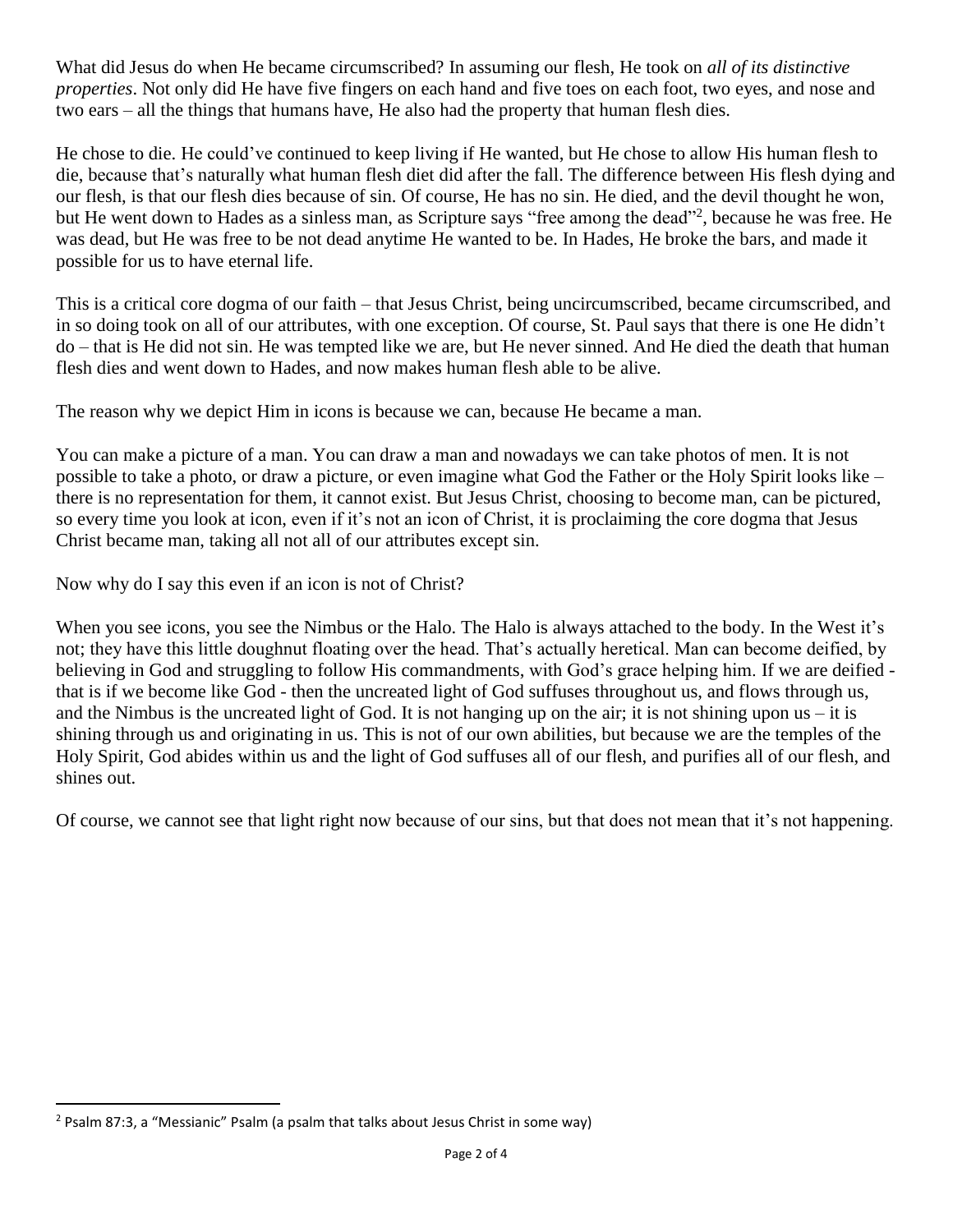What did Jesus do when He became circumscribed? In assuming our flesh, He took on *all of its distinctive properties*. Not only did He have five fingers on each hand and five toes on each foot, two eyes, and nose and two ears – all the things that humans have, He also had the property that human flesh dies.

He chose to die. He could've continued to keep living if He wanted, but He chose to allow His human flesh to die, because that's naturally what human flesh diet did after the fall. The difference between His flesh dying and our flesh, is that our flesh dies because of sin. Of course, He has no sin. He died, and the devil thought he won, but He went down to Hades as a sinless man, as Scripture says "free among the dead"[2], because he was free. He was dead, but He was free to be not dead anytime He wanted to be. In Hades, He broke the bars, and made it possible for us to have eternal life.

This is a critical core dogma of our faith – that Jesus Christ, being uncircumscribed, became circumscribed, and in so doing took on all of our attributes, with one exception. Of course, St. Paul says that there is one He didn't do – that is He did not sin. He was tempted like we are, but He never sinned. And He died the death that human flesh dies and went down to Hades, and now makes human flesh able to be alive.

The reason why we depict Him in icons is because we can, because He became a man.

You can make a picture of a man. You can draw a man and nowadays we can take photos of men. It is not possible to take a photo, or draw a picture, or even imagine what God the Father or the Holy Spirit looks like – there is no representation for them, it cannot exist. But Jesus Christ, choosing to become man, can be pictured, so every time you look at icon, even if it's not an icon of Christ, it is proclaiming the core dogma that Jesus Christ became man, taking all not all of our attributes except sin.

Now why do I say this even if an icon is not of Christ?

When you see icons, you see the Nimbus or the Halo. The Halo is always attached to the body. In the West it's not; they have this little doughnut floating over the head. That's actually heretical. Man can become deified, by believing in God and struggling to follow His commandments, with God's grace helping him. If we are deified - that is if we become like God - then the uncreated light of God suffuses throughout us, and flows through us, and the Nimbus is the uncreated light of God. It is not hanging up on the air; it is not shining upon us – it is shining through us and originating in us. This is not of our own abilities, but because we are the temples of the Holy Spirit, God abides within us and the light of God suffuses all of our flesh, and purifies all of our flesh, and shines out.

Of course, we cannot see that light right now because of our sins, but that does not mean that it's not happening.

---

[2] Psalm 87:3, a "Messianic" Psalm (a psalm that talks about Jesus Christ in some way)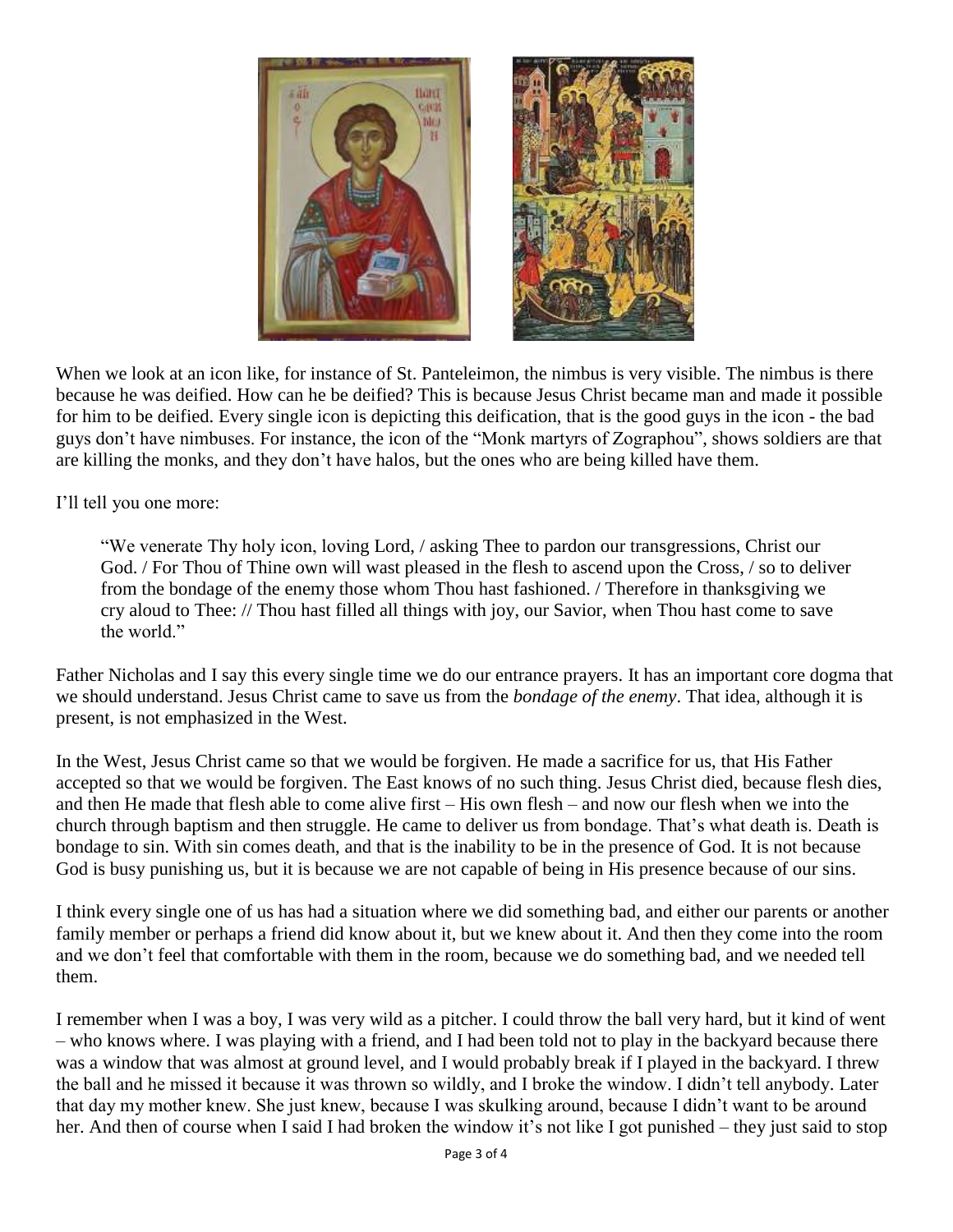When we look at an icon like, for instance of St. Panteleimon, the nimbus is very visible. The nimbus is there because he was deified. How can he be deified? This is because Jesus Christ became man and made it possible for him to be deified. Every single icon is depicting this deification, that is the good guys in the icon - the bad guys don't have nimbuses. For instance, the icon of the "Monk martyrs of Zographou", shows soldiers are that are killing the monks, and they don't have halos, but the ones who are being killed have them.

I'll tell you one more:

> "We venerate Thy holy icon, loving Lord, / asking Thee to pardon our transgressions, Christ our God. / For Thou of Thine own will wast pleased in the flesh to ascend upon the Cross, / so to deliver from the bondage of the enemy those whom Thou hast fashioned. / Therefore in thanksgiving we cry aloud to Thee: // Thou hast filled all things with joy, our Savior, when Thou hast come to save the world."

Father Nicholas and I say this every single time we do our entrance prayers. It has an important core dogma that we should understand. Jesus Christ came to save us from the *bondage of the enemy*. That idea, although it is present, is not emphasized in the West.

In the West, Jesus Christ came so that we would be forgiven. He made a sacrifice for us, that His Father accepted so that we would be forgiven. The East knows of no such thing. Jesus Christ died, because flesh dies, and then He made that flesh able to come alive first – His own flesh – and now our flesh when we into the church through baptism and then struggle. He came to deliver us from bondage. That's what death is. Death is bondage to sin. With sin comes death, and that is the inability to be in the presence of God. It is not because God is busy punishing us, but it is because we are not capable of being in His presence because of our sins.

I think every single one of us has had a situation where we did something bad, and either our parents or another family member or perhaps a friend did know about it, but we knew about it. And then they come into the room and we don't feel that comfortable with them in the room, because we do something bad, and we needed tell them.

I remember when I was a boy, I was very wild as a pitcher. I could throw the ball very hard, but it kind of went – who knows where. I was playing with a friend, and I had been told not to play in the backyard because there was a window that was almost at ground level, and I would probably break if I played in the backyard. I threw the ball and he missed it because it was thrown so wildly, and I broke the window. I didn't tell anybody. Later that day my mother knew. She just knew, because I was skulking around, because I didn't want to be around her. And then of course when I said I had broken the window it's not like I got punished – they just said to stop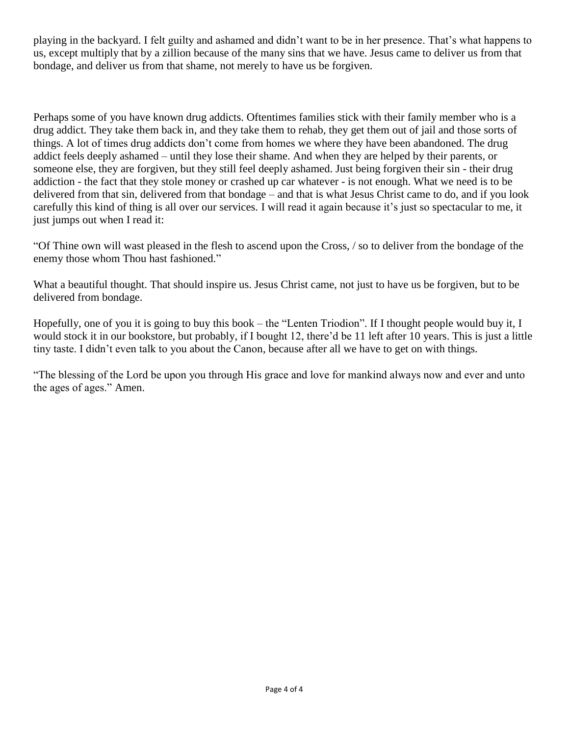playing in the backyard. I felt guilty and ashamed and didn't want to be in her presence. That's what happens to us, except multiply that by a zillion because of the many sins that we have. Jesus came to deliver us from that bondage, and deliver us from that shame, not merely to have us be forgiven.

Perhaps some of you have known drug addicts. Oftentimes families stick with their family member who is a drug addict. They take them back in, and they take them to rehab, they get them out of jail and those sorts of things. A lot of times drug addicts don't come from homes we where they have been abandoned. The drug addict feels deeply ashamed – until they lose their shame. And when they are helped by their parents, or someone else, they are forgiven, but they still feel deeply ashamed. Just being forgiven their sin - their drug addiction - the fact that they stole money or crashed up car whatever - is not enough. What we need is to be delivered from that sin, delivered from that bondage – and that is what Jesus Christ came to do, and if you look carefully this kind of thing is all over our services. I will read it again because it's just so spectacular to me, it just jumps out when I read it:

"Of Thine own will wast pleased in the flesh to ascend upon the Cross, / so to deliver from the bondage of the enemy those whom Thou hast fashioned."

What a beautiful thought. That should inspire us. Jesus Christ came, not just to have us be forgiven, but to be delivered from bondage.

Hopefully, one of you it is going to buy this book – the "Lenten Triodion". If I thought people would buy it, I would stock it in our bookstore, but probably, if I bought 12, there'd be 11 left after 10 years. This is just a little tiny taste. I didn't even talk to you about the Canon, because after all we have to get on with things.

"The blessing of the Lord be upon you through His grace and love for mankind always now and ever and unto the ages of ages." Amen.